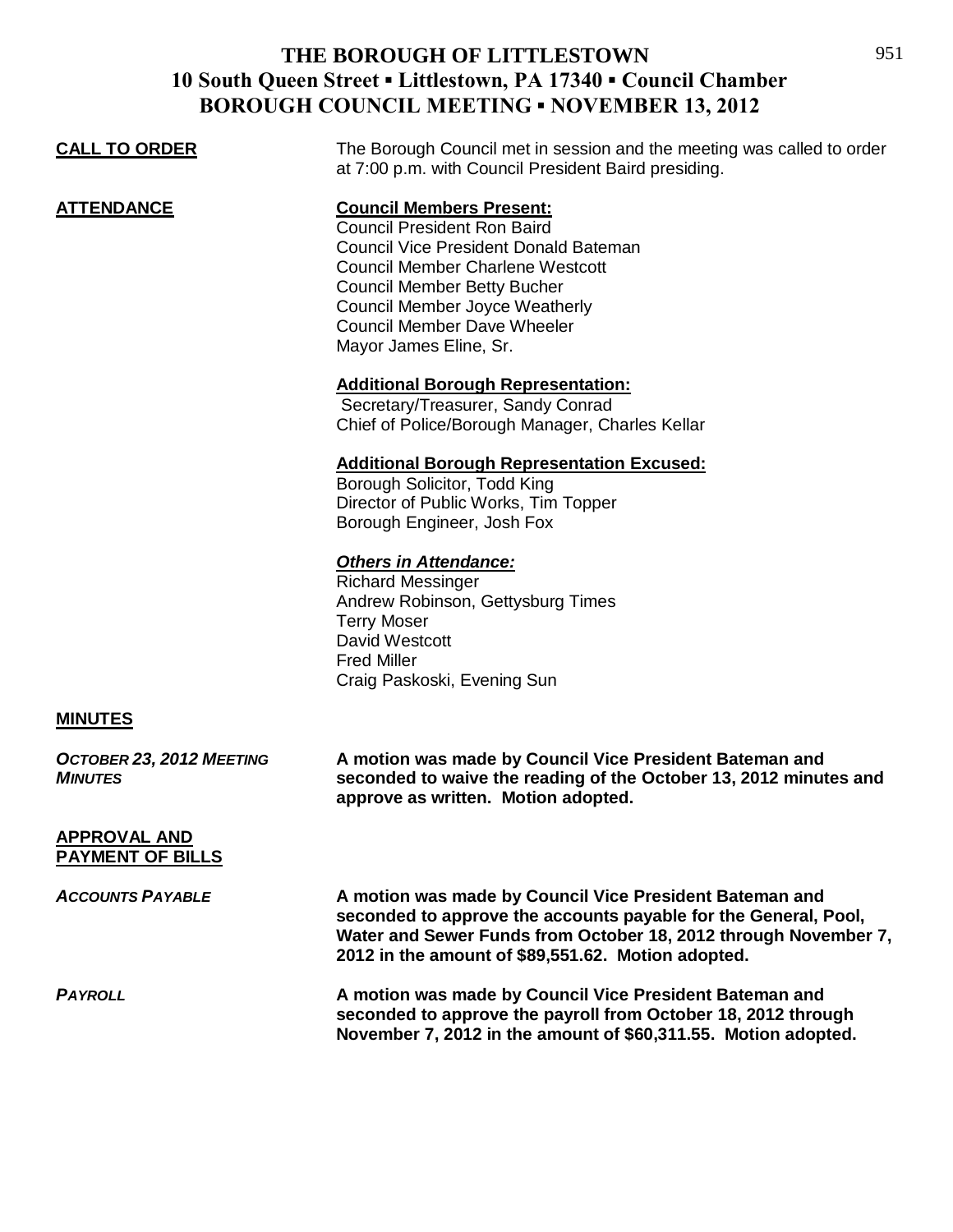# THE BOROUGH OF LITTLESTOWN
## 10 South Queen Street ▪ Littlestown, PA 17340 ▪ Council Chamber
## BOROUGH COUNCIL MEETING ▪ NOVEMBER 13, 2012

**CALL TO ORDER**

The Borough Council met in session and the meeting was called to order at 7:00 p.m. with Council President Baird presiding.

**ATTENDANCE**

**Council Members Present:**
Council President Ron Baird
Council Vice President Donald Bateman
Council Member Charlene Westcott
Council Member Betty Bucher
Council Member Joyce Weatherly
Council Member Dave Wheeler
Mayor James Eline, Sr.

**Additional Borough Representation:**
Secretary/Treasurer, Sandy Conrad
Chief of Police/Borough Manager, Charles Kellar

**Additional Borough Representation Excused:**
Borough Solicitor, Todd King
Director of Public Works, Tim Topper
Borough Engineer, Josh Fox

***Others in Attendance:***
Richard Messinger
Andrew Robinson, Gettysburg Times
Terry Moser
David Westcott
Fred Miller
Craig Paskoski, Evening Sun

**MINUTES**

***OCTOBER 23, 2012 MEETING MINUTES***

**A motion was made by Council Vice President Bateman and seconded to waive the reading of the October 13, 2012 minutes and approve as written. Motion adopted.**

**APPROVAL AND PAYMENT OF BILLS**

***ACCOUNTS PAYABLE***

**A motion was made by Council Vice President Bateman and seconded to approve the accounts payable for the General, Pool, Water and Sewer Funds from October 18, 2012 through November 7, 2012 in the amount of $89,551.62. Motion adopted.**

***PAYROLL***

**A motion was made by Council Vice President Bateman and seconded to approve the payroll from October 18, 2012 through November 7, 2012 in the amount of $60,311.55. Motion adopted.**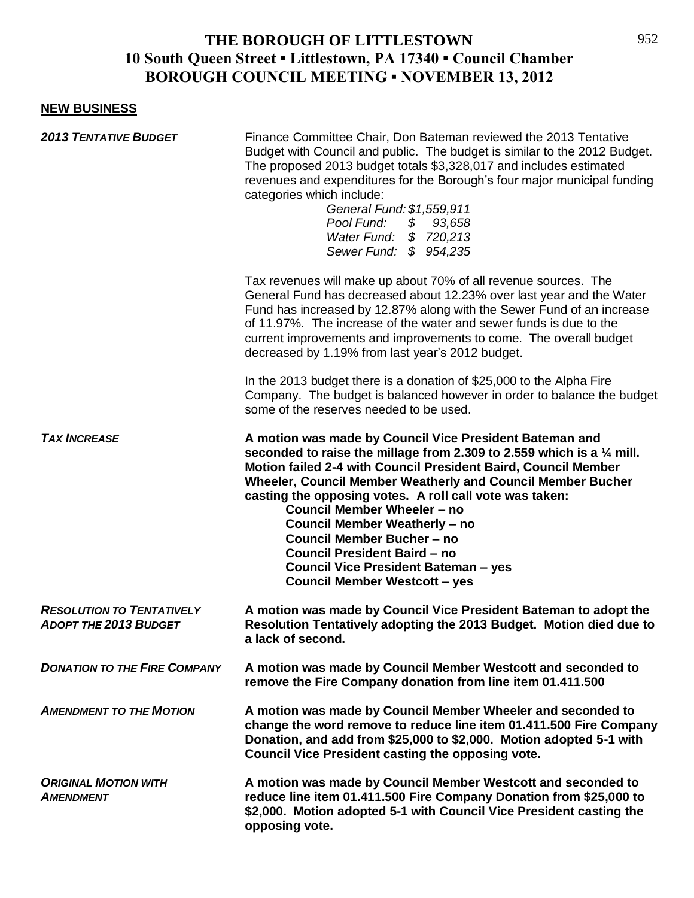**THE BOROUGH OF LITTLESTOWN**
**10 South Queen Street ▪ Littlestown, PA 17340 ▪ Council Chamber**
**BOROUGH COUNCIL MEETING ▪ NOVEMBER 13, 2012**

## NEW BUSINESS

***2013 TENTATIVE BUDGET***

Finance Committee Chair, Don Bateman reviewed the 2013 Tentative Budget with Council and public. The budget is similar to the 2012 Budget. The proposed 2013 budget totals $3,328,017 and includes estimated revenues and expenditures for the Borough's four major municipal funding categories which include:

*General Fund: $1,559,911*
*Pool Fund: $ 93,658*
*Water Fund: $ 720,213*
*Sewer Fund: $ 954,235*

Tax revenues will make up about 70% of all revenue sources. The General Fund has decreased about 12.23% over last year and the Water Fund has increased by 12.87% along with the Sewer Fund of an increase of 11.97%. The increase of the water and sewer funds is due to the current improvements and improvements to come. The overall budget decreased by 1.19% from last year's 2012 budget.

In the 2013 budget there is a donation of $25,000 to the Alpha Fire Company. The budget is balanced however in order to balance the budget some of the reserves needed to be used.

***TAX INCREASE***

**A motion was made by Council Vice President Bateman and seconded to raise the millage from 2.309 to 2.559 which is a ¼ mill. Motion failed 2-4 with Council President Baird, Council Member Wheeler, Council Member Weatherly and Council Member Bucher casting the opposing votes. A roll call vote was taken:**

**Council Member Wheeler – no**
**Council Member Weatherly – no**
**Council Member Bucher – no**
**Council President Baird – no**
**Council Vice President Bateman – yes**
**Council Member Westcott – yes**

***RESOLUTION TO TENTATIVELY ADOPT THE 2013 BUDGET***

**A motion was made by Council Vice President Bateman to adopt the Resolution Tentatively adopting the 2013 Budget. Motion died due to a lack of second.**

***DONATION TO THE FIRE COMPANY***

**A motion was made by Council Member Westcott and seconded to remove the Fire Company donation from line item 01.411.500**

***AMENDMENT TO THE MOTION***

**A motion was made by Council Member Wheeler and seconded to change the word remove to reduce line item 01.411.500 Fire Company Donation, and add from $25,000 to $2,000. Motion adopted 5-1 with Council Vice President casting the opposing vote.**

***ORIGINAL MOTION WITH AMENDMENT***

**A motion was made by Council Member Westcott and seconded to reduce line item 01.411.500 Fire Company Donation from $25,000 to $2,000. Motion adopted 5-1 with Council Vice President casting the opposing vote.**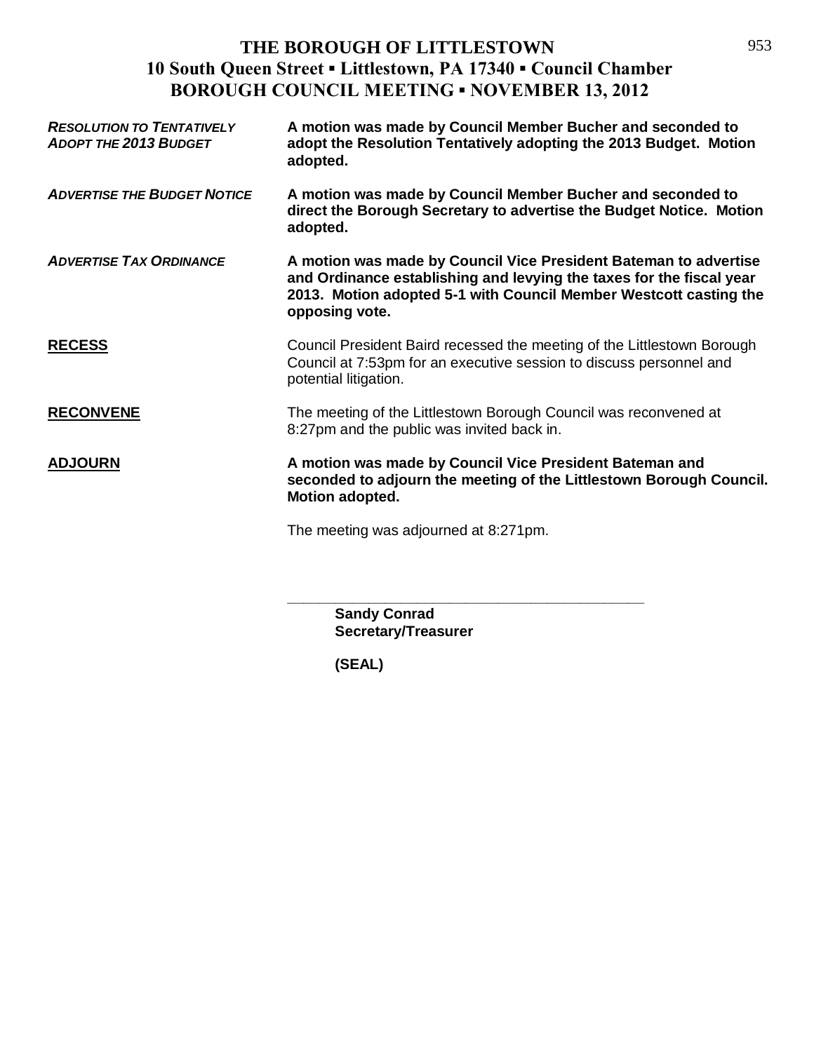# THE BOROUGH OF LITTLESTOWN
## 10 South Queen Street ▪ Littlestown, PA 17340 ▪ Council Chamber
## BOROUGH COUNCIL MEETING ▪ NOVEMBER 13, 2012

***RESOLUTION TO TENTATIVELY ADOPT THE 2013 BUDGET***

**A motion was made by Council Member Bucher and seconded to adopt the Resolution Tentatively adopting the 2013 Budget. Motion adopted.**

***ADVERTISE THE BUDGET NOTICE***

**A motion was made by Council Member Bucher and seconded to direct the Borough Secretary to advertise the Budget Notice. Motion adopted.**

***ADVERTISE TAX ORDINANCE***

**A motion was made by Council Vice President Bateman to advertise and Ordinance establishing and levying the taxes for the fiscal year 2013. Motion adopted 5-1 with Council Member Westcott casting the opposing vote.**

**RECESS**

Council President Baird recessed the meeting of the Littlestown Borough Council at 7:53pm for an executive session to discuss personnel and potential litigation.

**RECONVENE**

The meeting of the Littlestown Borough Council was reconvened at 8:27pm and the public was invited back in.

**ADJOURN**

**A motion was made by Council Vice President Bateman and seconded to adjourn the meeting of the Littlestown Borough Council. Motion adopted.**

The meeting was adjourned at 8:271pm.

\_\_\_\_\_\_\_\_\_\_\_\_\_\_\_\_\_\_\_\_\_\_\_\_\_\_\_\_\_\_\_\_\_\_\_\_\_\_\_\_

**Sandy Conrad**
**Secretary/Treasurer**

**(SEAL)**